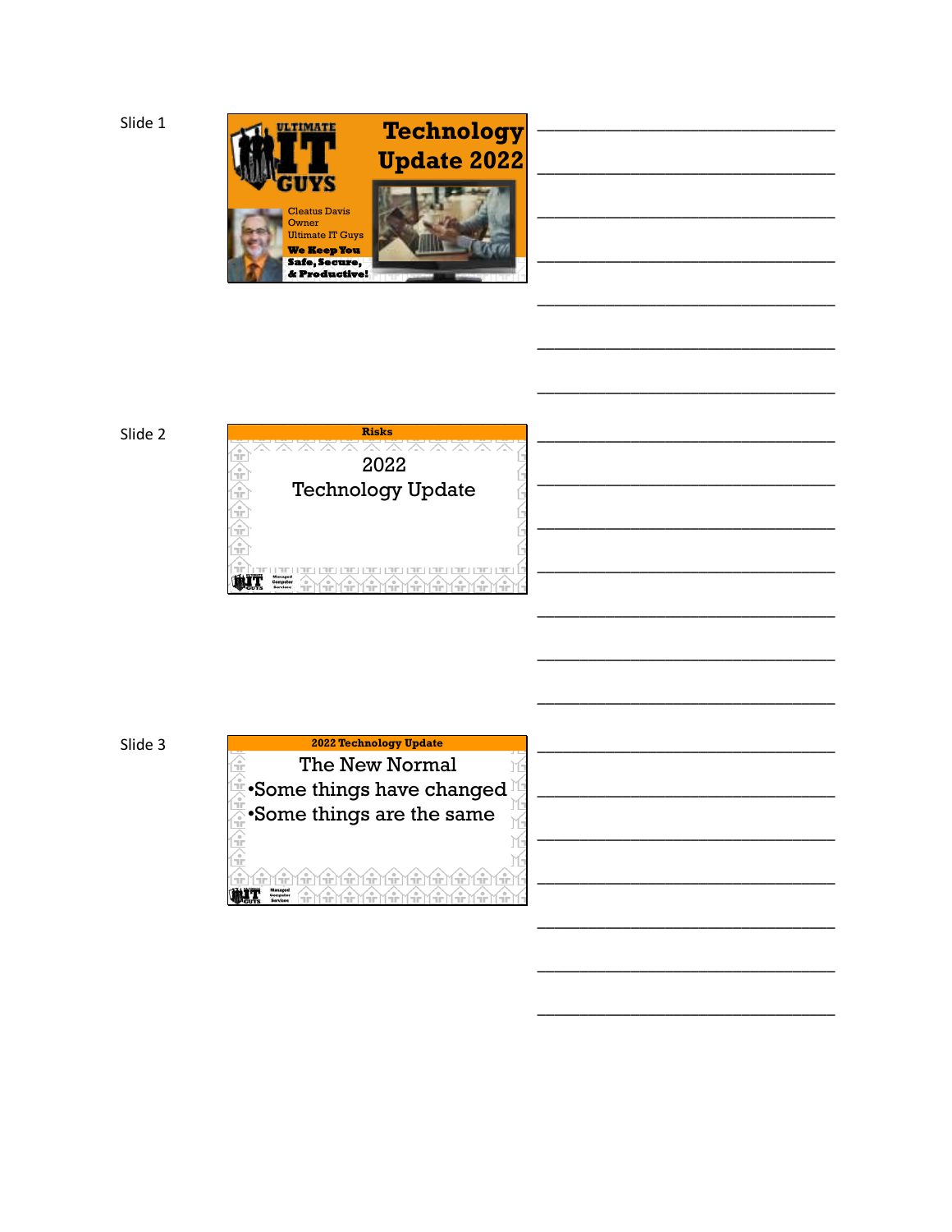Slide 1

# Technology Update 2022

ULTIMATE IT GUYS

Cleatus Davis
Owner
Ultimate IT Guys

**We Keep You Safe, Secure, & Productive!**

---

Slide 2

**Risks**

2022
Technology Update

---

Slide 3

**2022 Technology Update**

The New Normal

- Some things have changed
- Some things are the same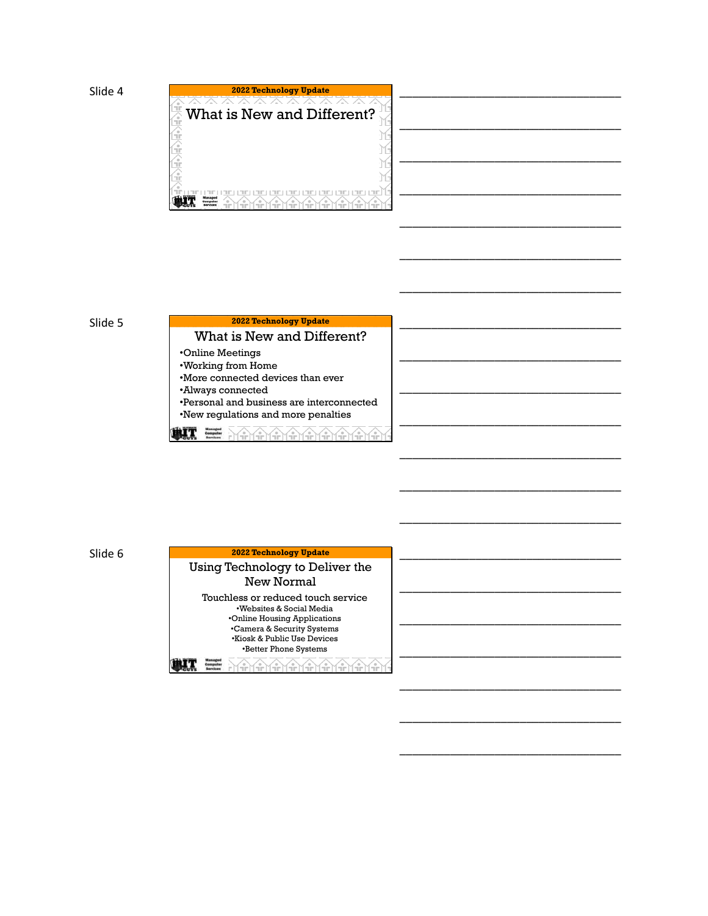Slide 4

**2022 Technology Update**

## What is New and Different?

Slide 5

**2022 Technology Update**

## What is New and Different?

- Online Meetings
- Working from Home
- More connected devices than ever
- Always connected
- Personal and business are interconnected
- New regulations and more penalties

Slide 6

**2022 Technology Update**

## Using Technology to Deliver the New Normal

Touchless or reduced touch service

- Websites & Social Media
- Online Housing Applications
- Camera & Security Systems
- Kiosk & Public Use Devices
- Better Phone Systems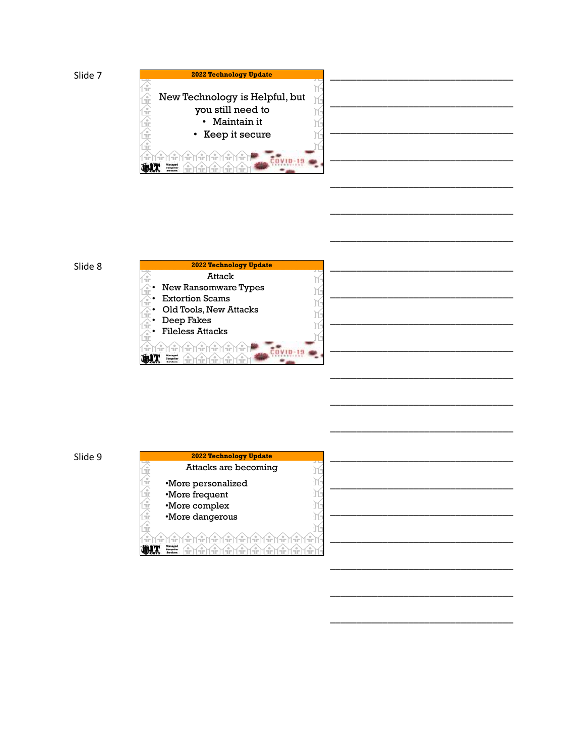Slide 7

2022 Technology Update

New Technology is Helpful, but you still need to

- Maintain it
- Keep it secure

Slide 8

2022 Technology Update

Attack

- New Ransomware Types
- Extortion Scams
- Old Tools, New Attacks
- Deep Fakes
- Fileless Attacks

Slide 9

2022 Technology Update

Attacks are becoming

- More personalized
- More frequent
- More complex
- More dangerous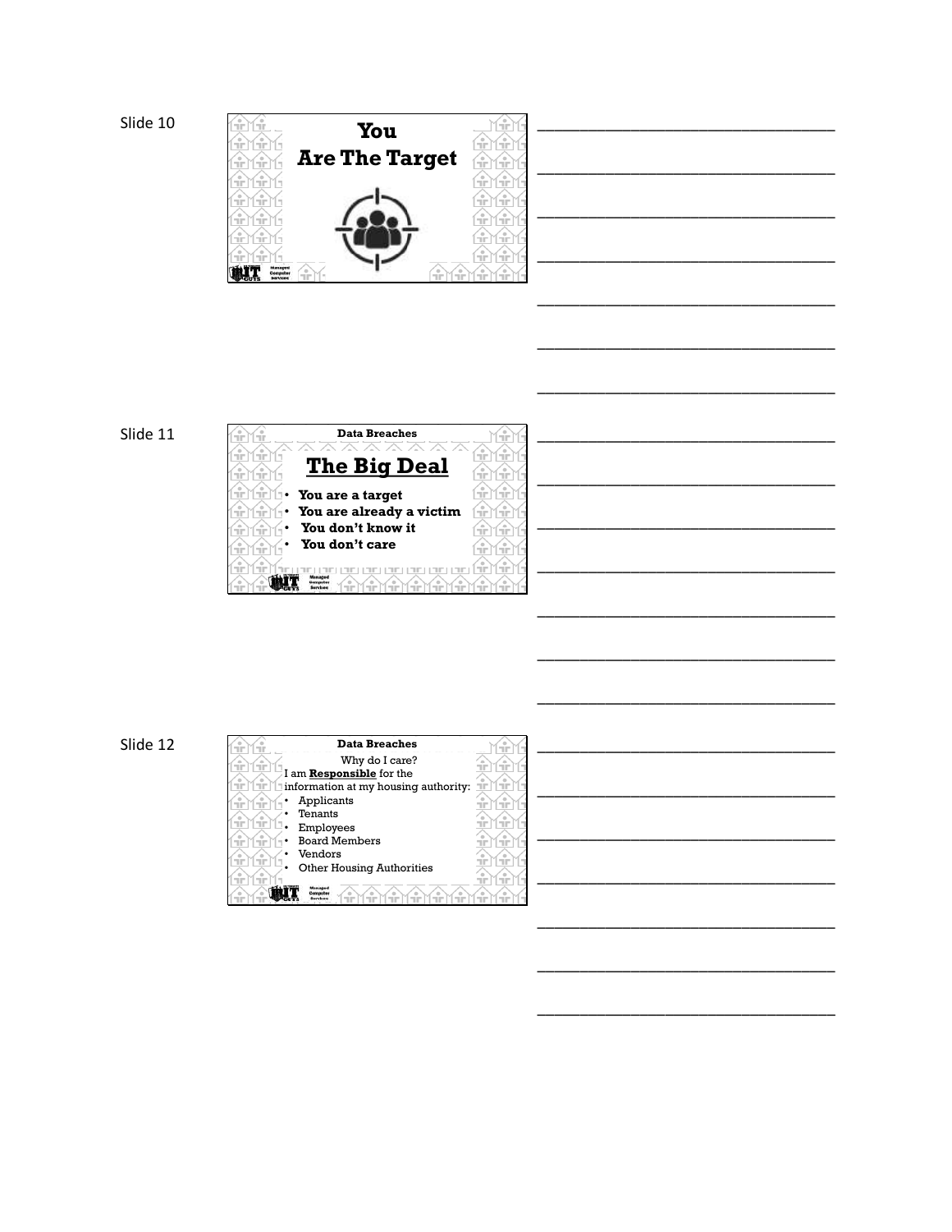Slide 10

## You Are The Target

Slide 11

**Data Breaches**

## The Big Deal

- **You are a target**
- **You are already a victim**
- **You don't know it**
- **You don't care**

Slide 12

**Data Breaches**

Why do I care?

I am **Responsible** for the information at my housing authority:

- Applicants
- Tenants
- Employees
- Board Members
- Vendors
- Other Housing Authorities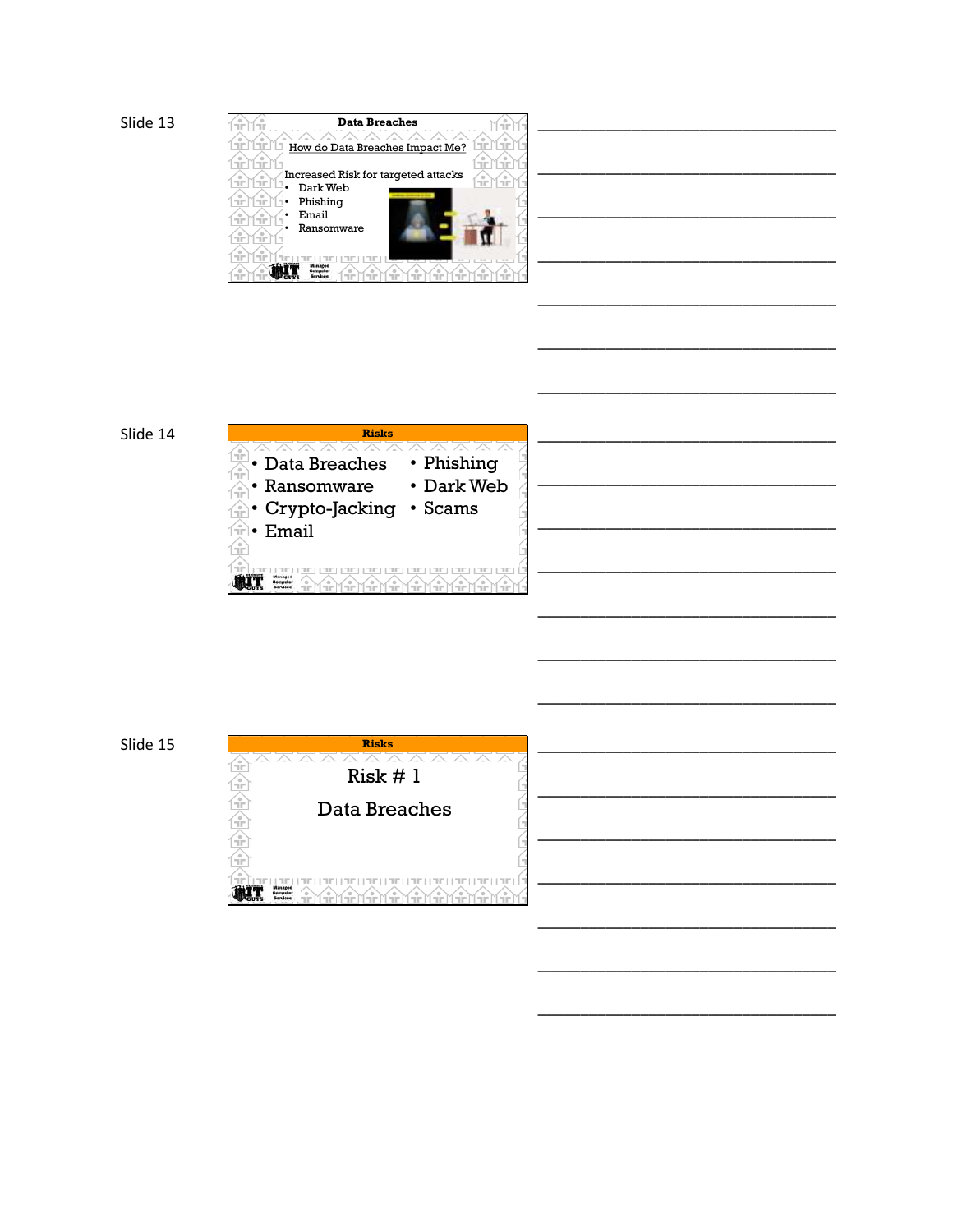Slide 13

## Data Breaches

How do Data Breaches Impact Me?

Increased Risk for targeted attacks

- Dark Web
- Phishing
- Email
- Ransomware

_______________________________________

_______________________________________

_______________________________________

_______________________________________

_______________________________________

_______________________________________

_______________________________________

Slide 14

## Risks

- Data Breaches
- Ransomware
- Crypto-Jacking
- Email
- Phishing
- Dark Web
- Scams

_______________________________________

_______________________________________

_______________________________________

_______________________________________

_______________________________________

_______________________________________

_______________________________________

Slide 15

## Risks

Risk # 1

Data Breaches

_______________________________________

_______________________________________

_______________________________________

_______________________________________

_______________________________________

_______________________________________

_______________________________________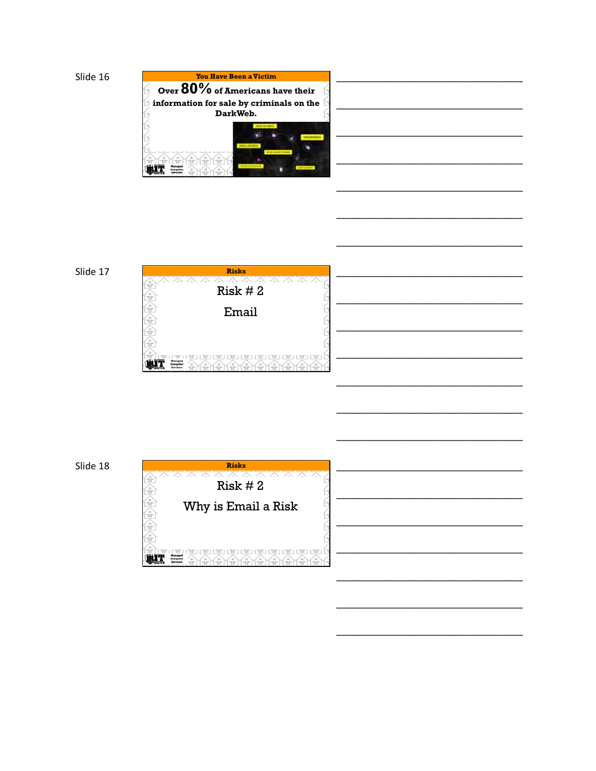Slide 16

**You Have Been a Victim**

Over **80%** of Americans have their information for sale by criminals on the DarkWeb.

Slide 17

**Risks**

Risk # 2

Email

Slide 18

**Risks**

Risk # 2

Why is Email a Risk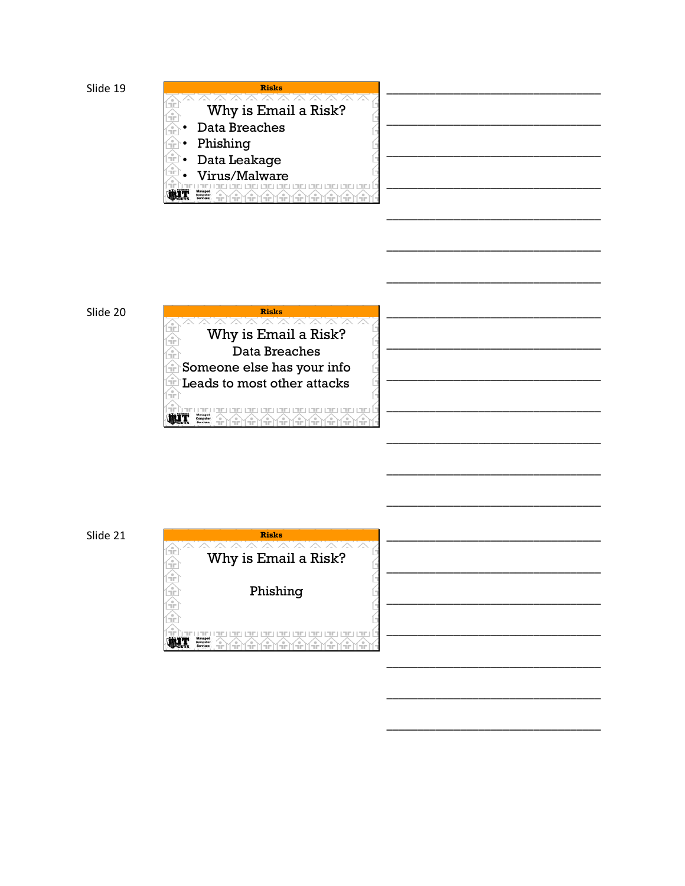Slide 19

**Risks**

Why is Email a Risk?

- Data Breaches
- Phishing
- Data Leakage
- Virus/Malware

___________________________________

___________________________________

___________________________________

___________________________________

___________________________________

___________________________________

___________________________________

Slide 20

**Risks**

Why is Email a Risk?

Data Breaches

Someone else has your info

Leads to most other attacks

___________________________________

___________________________________

___________________________________

___________________________________

___________________________________

___________________________________

___________________________________

Slide 21

**Risks**

Why is Email a Risk?

Phishing

___________________________________

___________________________________

___________________________________

___________________________________

___________________________________

___________________________________

___________________________________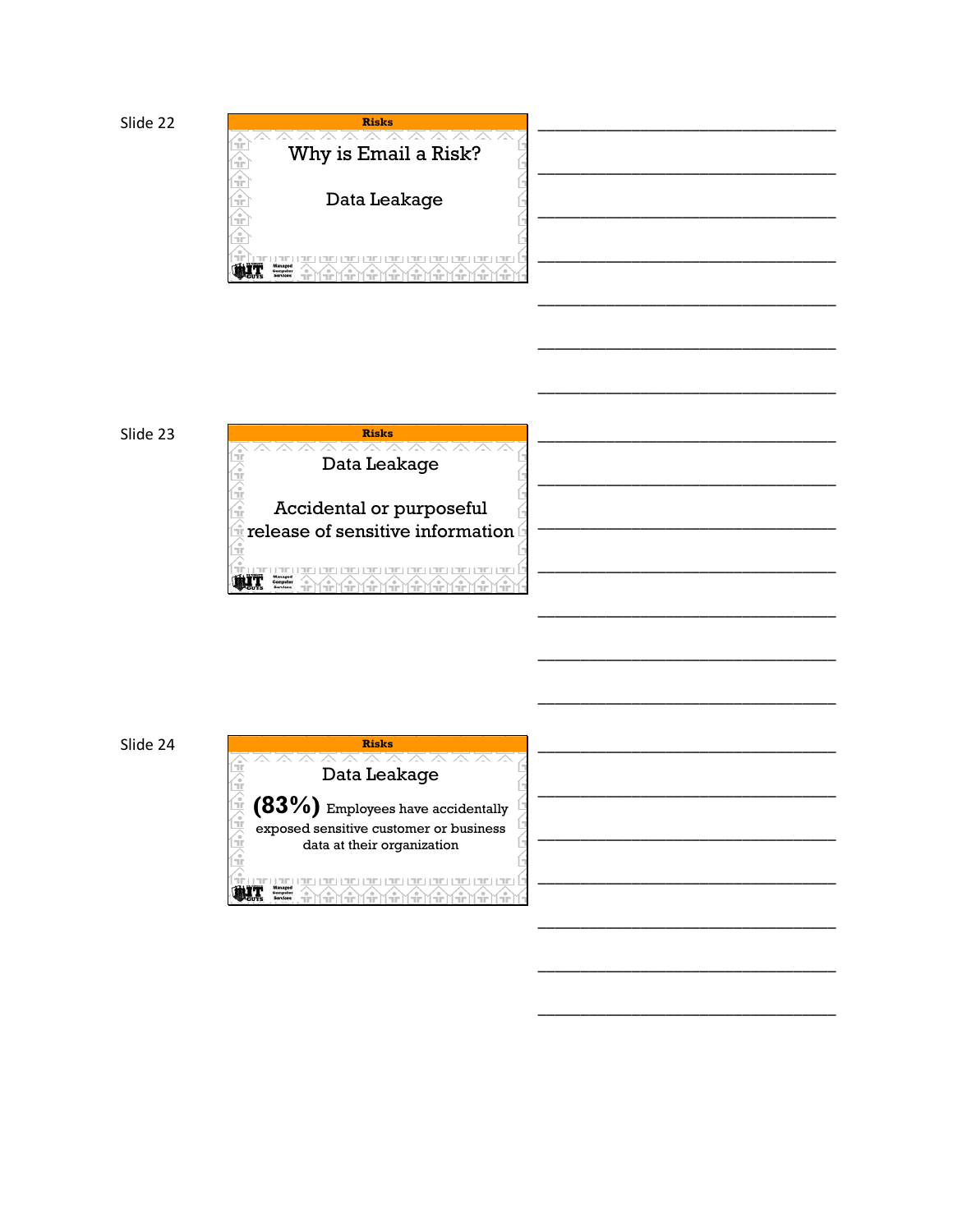Slide 22

**Risks**

Why is Email a Risk?

Data Leakage

Slide 23

**Risks**

Data Leakage

Accidental or purposeful release of sensitive information

Slide 24

**Risks**

Data Leakage

**(83%)** Employees have accidentally exposed sensitive customer or business data at their organization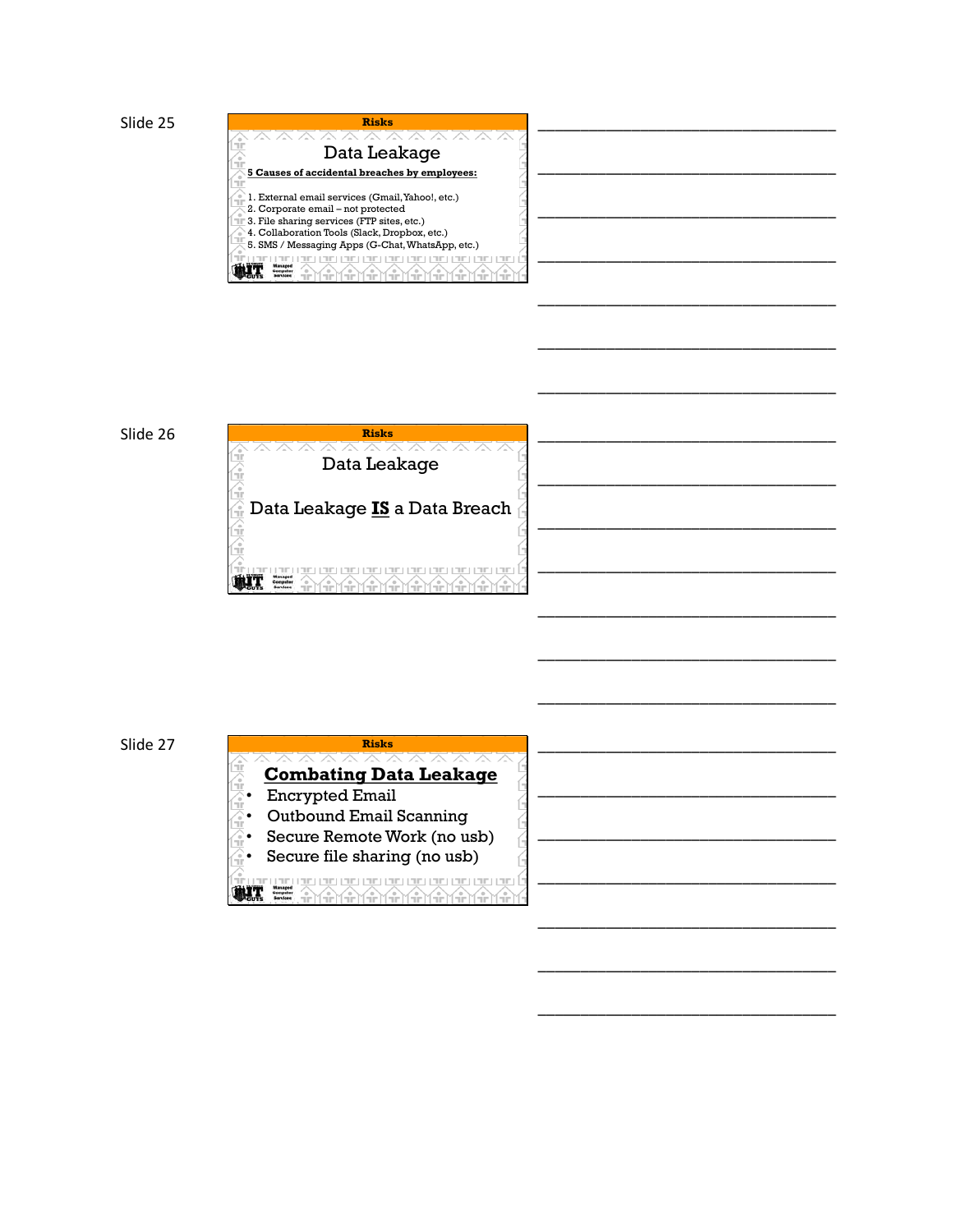Slide 25

**Risks**

## Data Leakage

**5 Causes of accidental breaches by employees:**

1. External email services (Gmail, Yahoo!, etc.)
2. Corporate email – not protected
3. File sharing services (FTP sites, etc.)
4. Collaboration Tools (Slack, Dropbox, etc.)
5. SMS / Messaging Apps (G-Chat, WhatsApp, etc.)

Managed Computer Services

Slide 26

**Risks**

## Data Leakage

Data Leakage **IS** a Data Breach

Managed Computer Services

Slide 27

**Risks**

## Combating Data Leakage

- Encrypted Email
- Outbound Email Scanning
- Secure Remote Work (no usb)
- Secure file sharing (no usb)

Managed Computer Services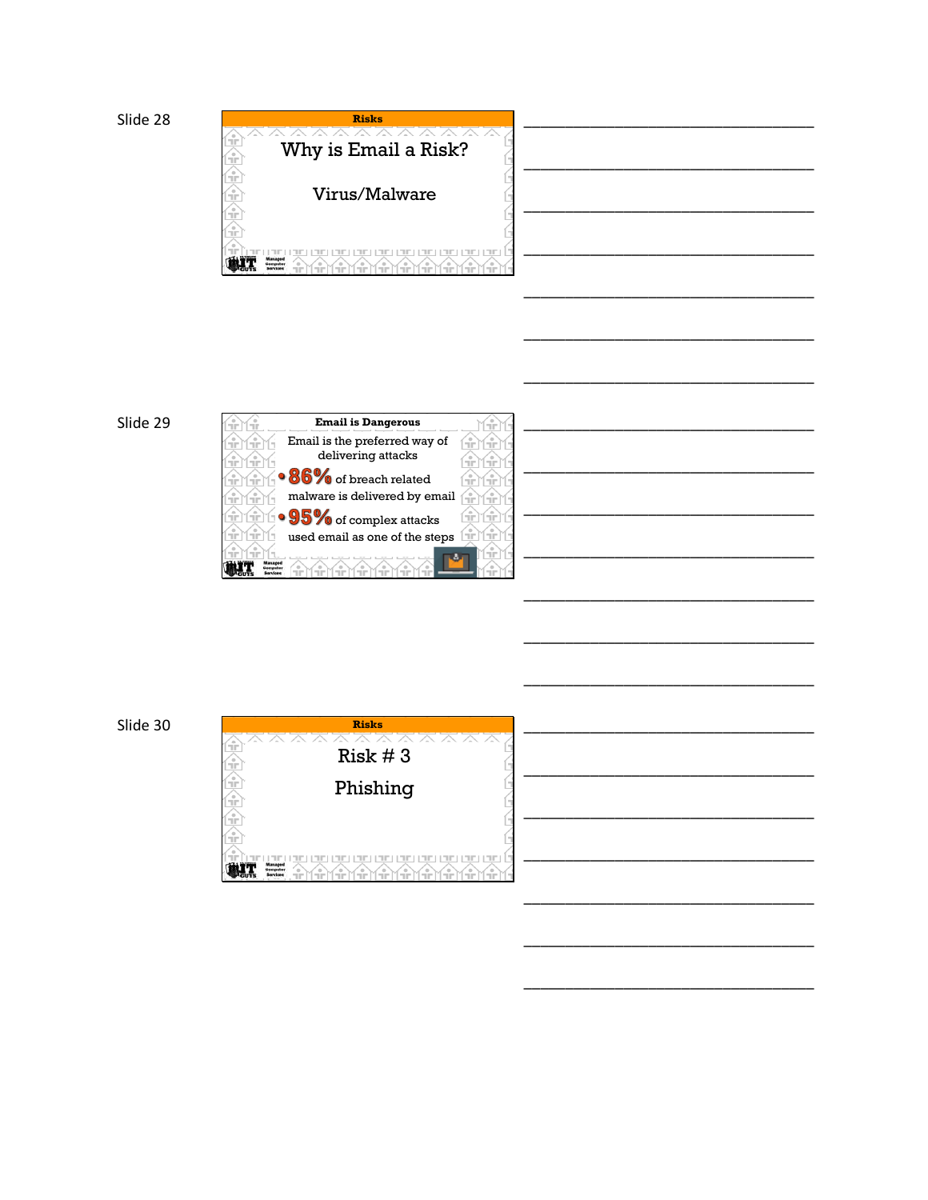Slide 28

**Risks**

## Why is Email a Risk?

Virus/Malware

________________________________

________________________________

________________________________

________________________________

________________________________

________________________________

________________________________

Slide 29

**Email is Dangerous**

Email is the preferred way of delivering attacks

- **86%** of breach related malware is delivered by email
- **95%** of complex attacks used email as one of the steps

________________________________

________________________________

________________________________

________________________________

________________________________

________________________________

________________________________

Slide 30

**Risks**

## Risk # 3

## Phishing

________________________________

________________________________

________________________________

________________________________

________________________________

________________________________

________________________________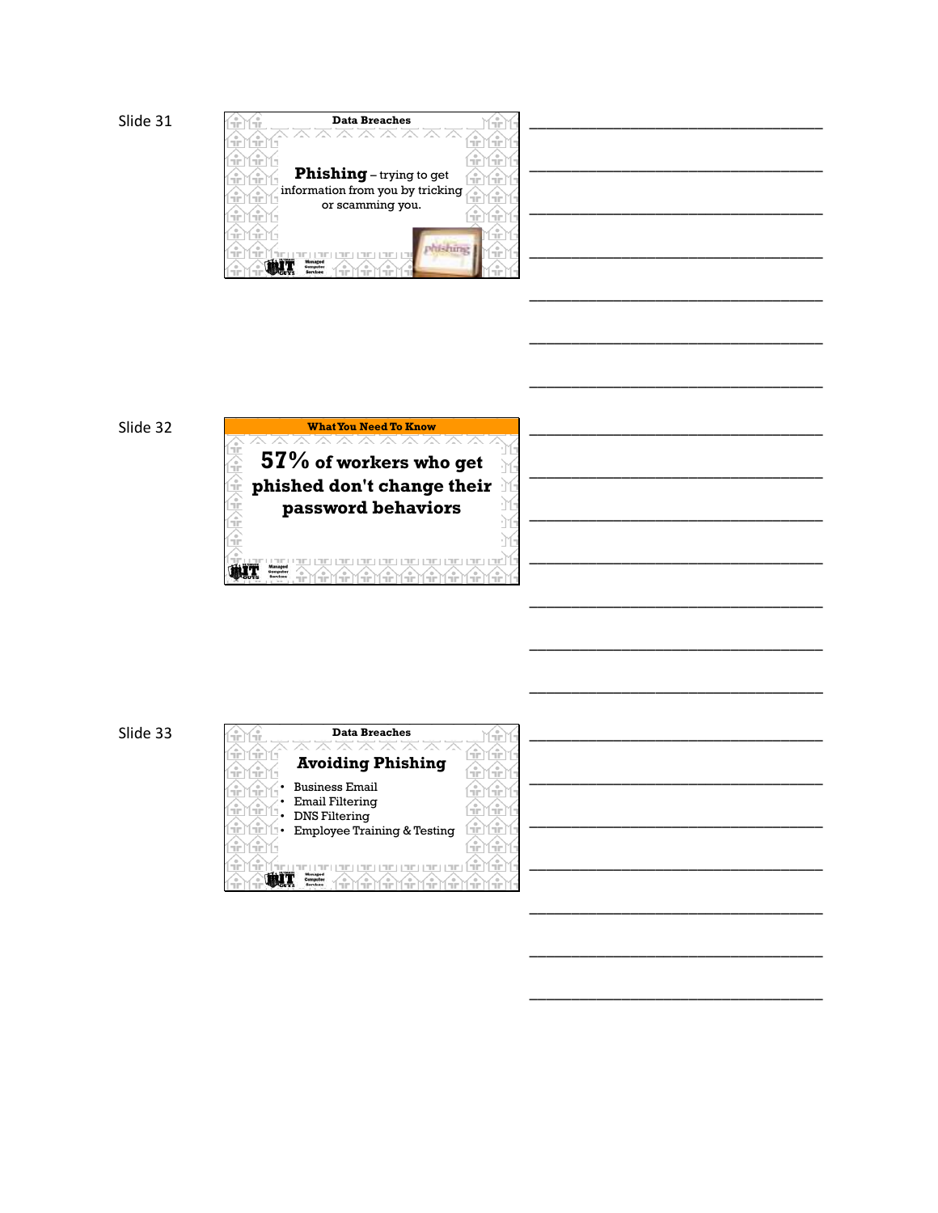Slide 31

### Data Breaches

**Phishing** – trying to get information from you by tricking or scamming you.

Slide 32

### What You Need To Know

**57% of workers who get phished don't change their password behaviors**

Slide 33

### Data Breaches

**Avoiding Phishing**

- Business Email
- Email Filtering
- DNS Filtering
- Employee Training & Testing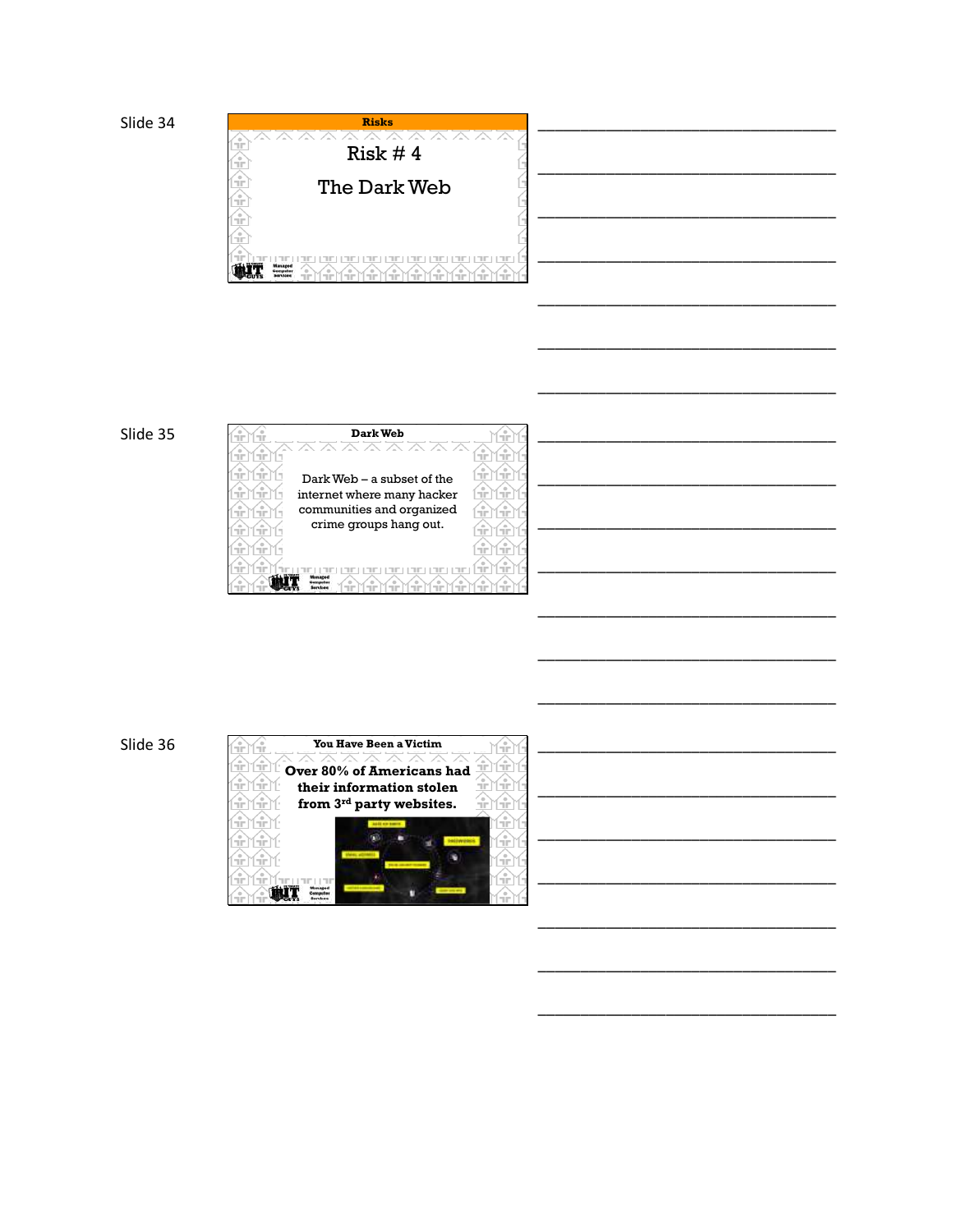Slide 34

**Risks**

Risk # 4

The Dark Web

Slide 35

**Dark Web**

Dark Web – a subset of the internet where many hacker communities and organized crime groups hang out.

Slide 36

**You Have Been a Victim**

**Over 80% of Americans had their information stolen from 3rd party websites.**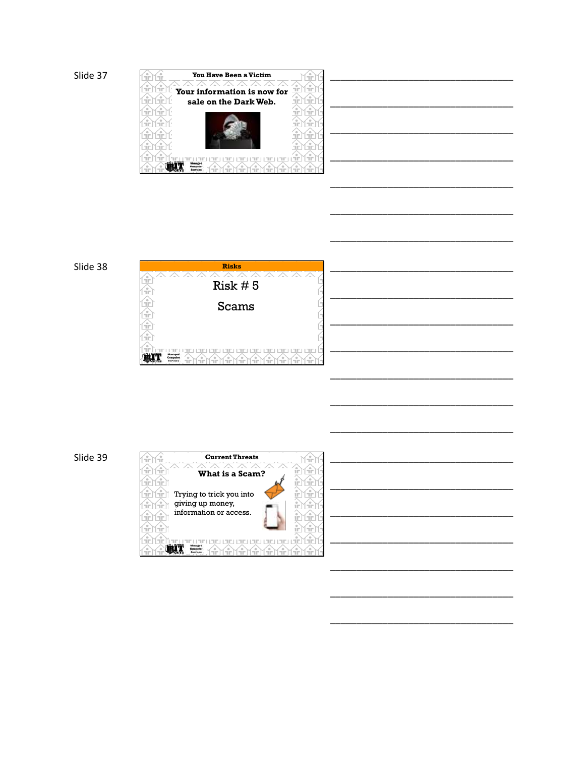Slide 37

**You Have Been a Victim**

**Your information is now for sale on the Dark Web.**

_______________________________________

_______________________________________

_______________________________________

_______________________________________

_______________________________________

_______________________________________

_______________________________________

Slide 38

**Risks**

Risk # 5

Scams

_______________________________________

_______________________________________

_______________________________________

_______________________________________

_______________________________________

_______________________________________

_______________________________________

Slide 39

**Current Threats**

**What is a Scam?**

Trying to trick you into giving up money, information or access.

_______________________________________

_______________________________________

_______________________________________

_______________________________________

_______________________________________

_______________________________________

_______________________________________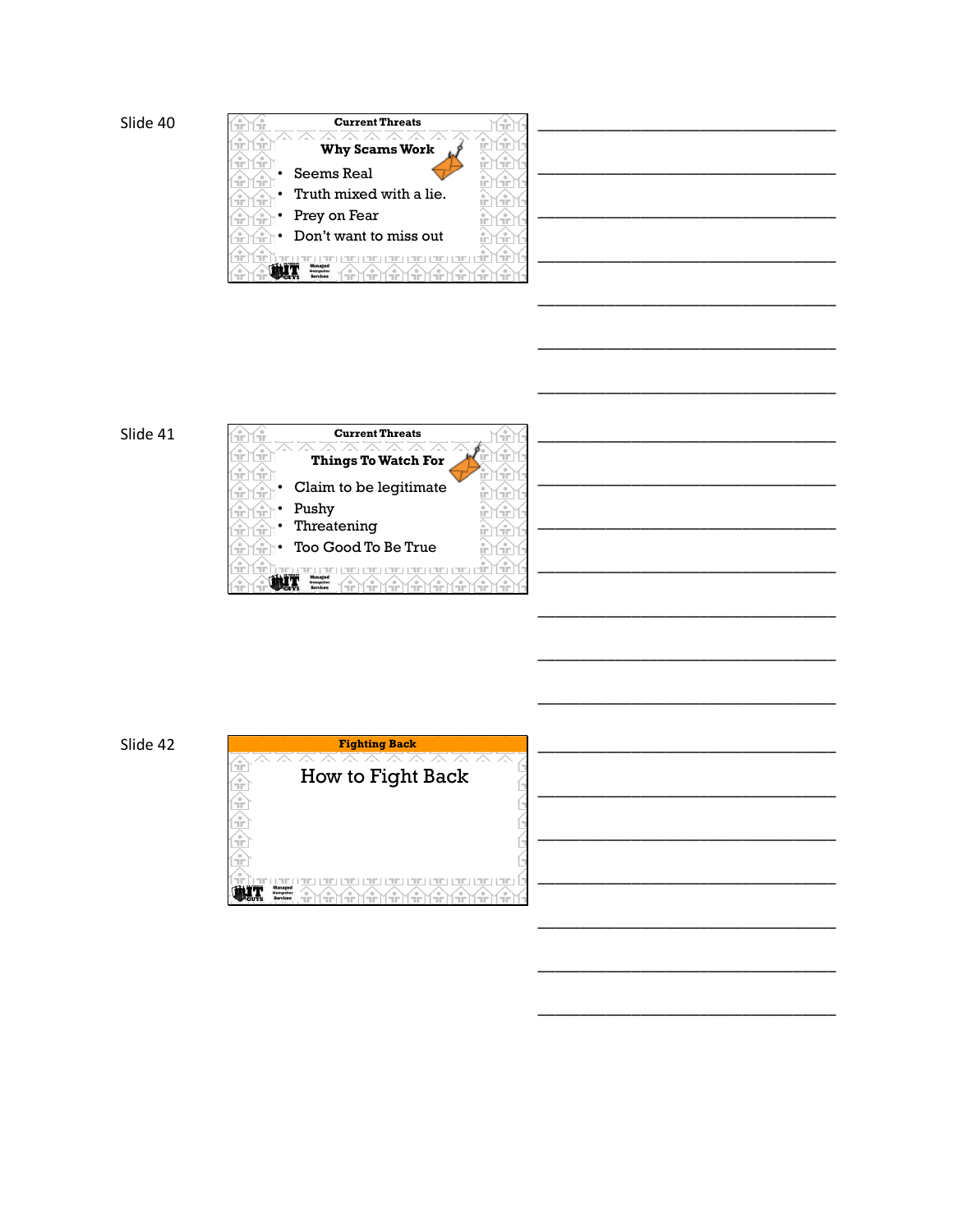Slide 40

**Current Threats**

**Why Scams Work**

- Seems Real
- Truth mixed with a lie.
- Prey on Fear
- Don't want to miss out

Managed Computer Services

___________________________________

___________________________________

___________________________________

___________________________________

___________________________________

___________________________________

___________________________________

Slide 41

**Current Threats**

**Things To Watch For**

- Claim to be legitimate
- Pushy
- Threatening
- Too Good To Be True

Managed Computer Services

___________________________________

___________________________________

___________________________________

___________________________________

___________________________________

___________________________________

___________________________________

Slide 42

**Fighting Back**

How to Fight Back

Managed Computer Services

___________________________________

___________________________________

___________________________________

___________________________________

___________________________________

___________________________________

___________________________________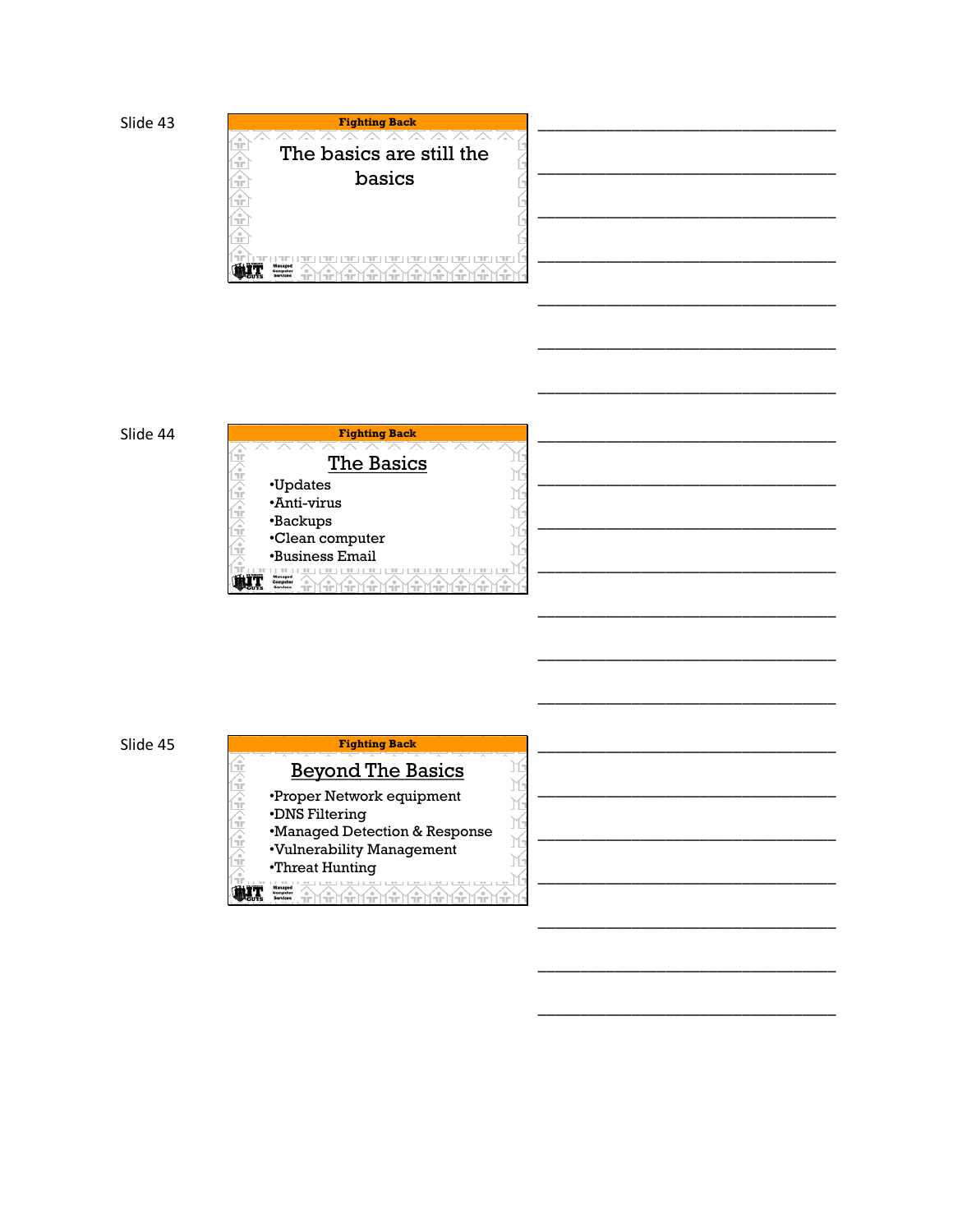Slide 43

**Fighting Back**

The basics are still the basics

Slide 44

**Fighting Back**

## The Basics

- Updates
- Anti-virus
- Backups
- Clean computer
- Business Email

Slide 45

**Fighting Back**

## Beyond The Basics

- Proper Network equipment
- DNS Filtering
- Managed Detection & Response
- Vulnerability Management
- Threat Hunting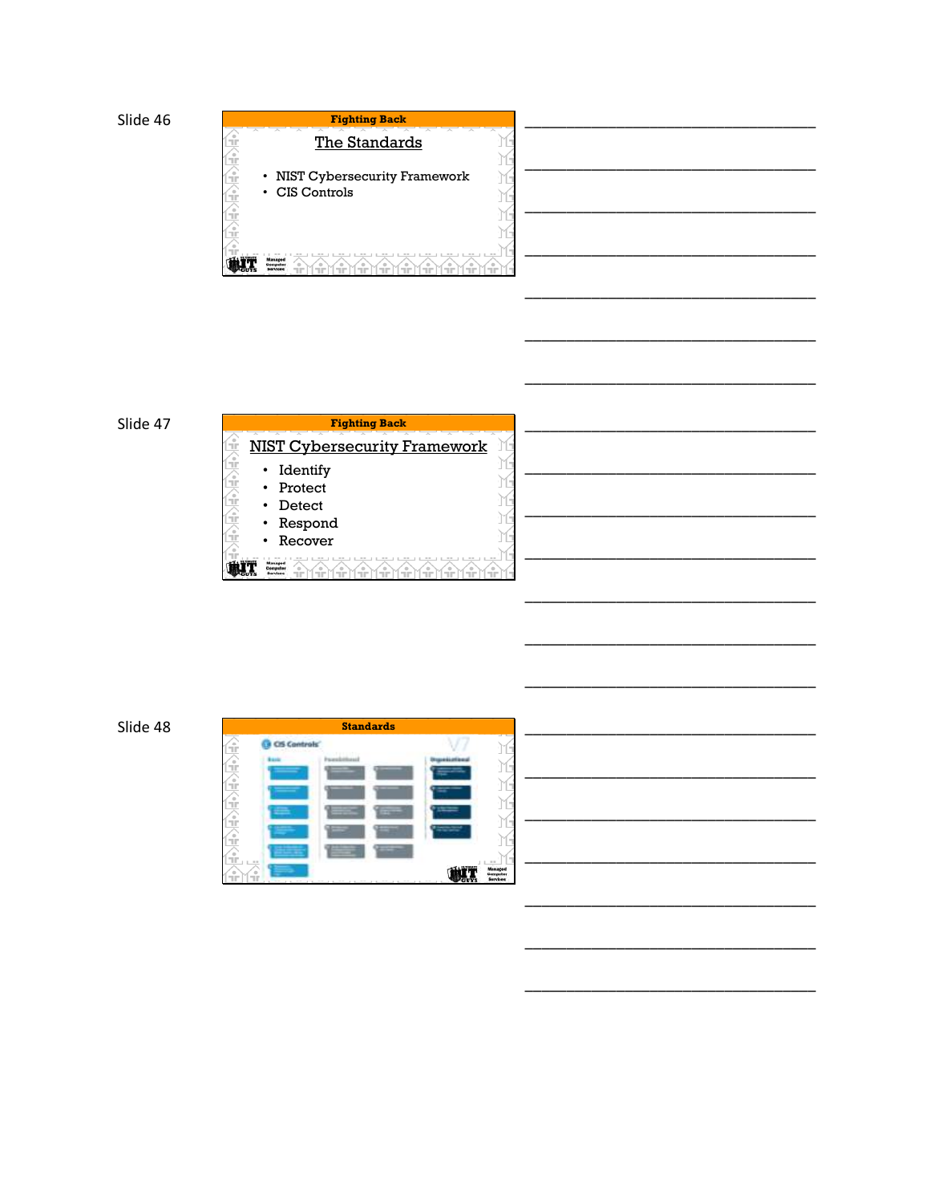Slide 46

**Fighting Back**

## The Standards

- NIST Cybersecurity Framework
- CIS Controls

Slide 47

**Fighting Back**

## NIST Cybersecurity Framework

- Identify
- Protect
- Detect
- Respond
- Recover

Slide 48

**Standards**

CIS Controls

V7

Basic

Foundational

Organizational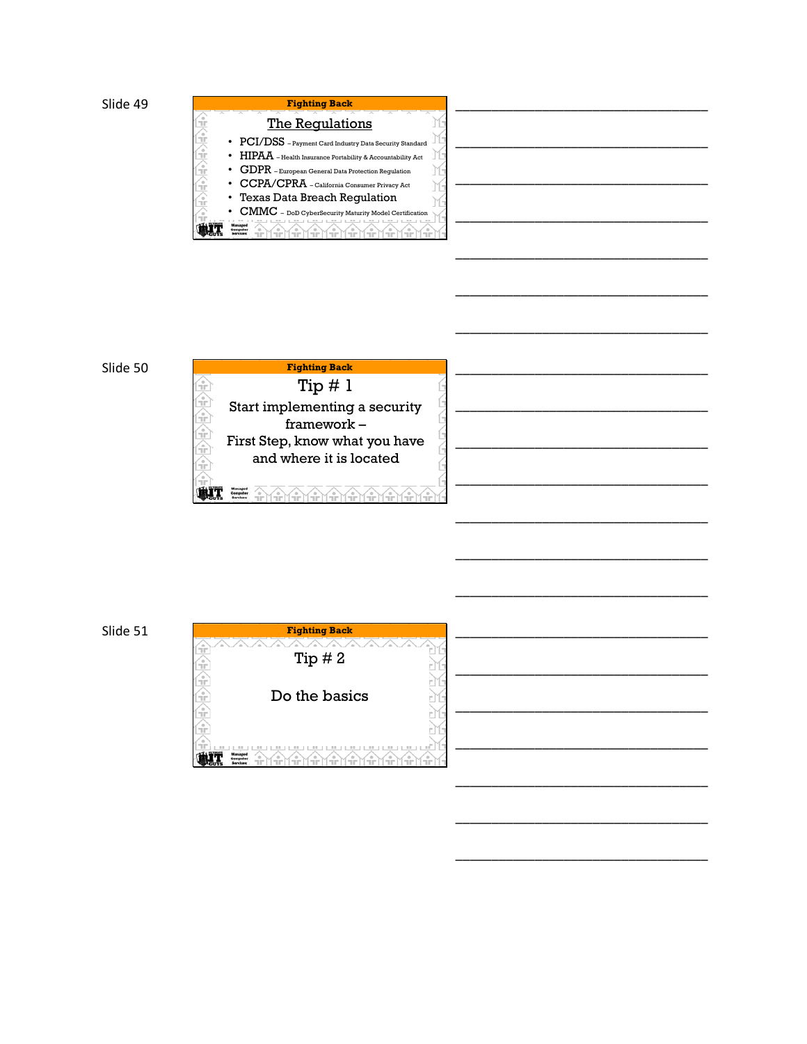Slide 49

**Fighting Back**

## The Regulations

- PCI/DSS – Payment Card Industry Data Security Standard
- HIPAA – Health Insurance Portability & Accountability Act
- GDPR – European General Data Protection Regulation
- CCPA/CPRA – California Consumer Privacy Act
- Texas Data Breach Regulation
- CMMC – DoD CyberSecurity Maturity Model Certification

Slide 50

**Fighting Back**

## Tip # 1

Start implementing a security framework –
First Step, know what you have and where it is located

Slide 51

**Fighting Back**

## Tip # 2

Do the basics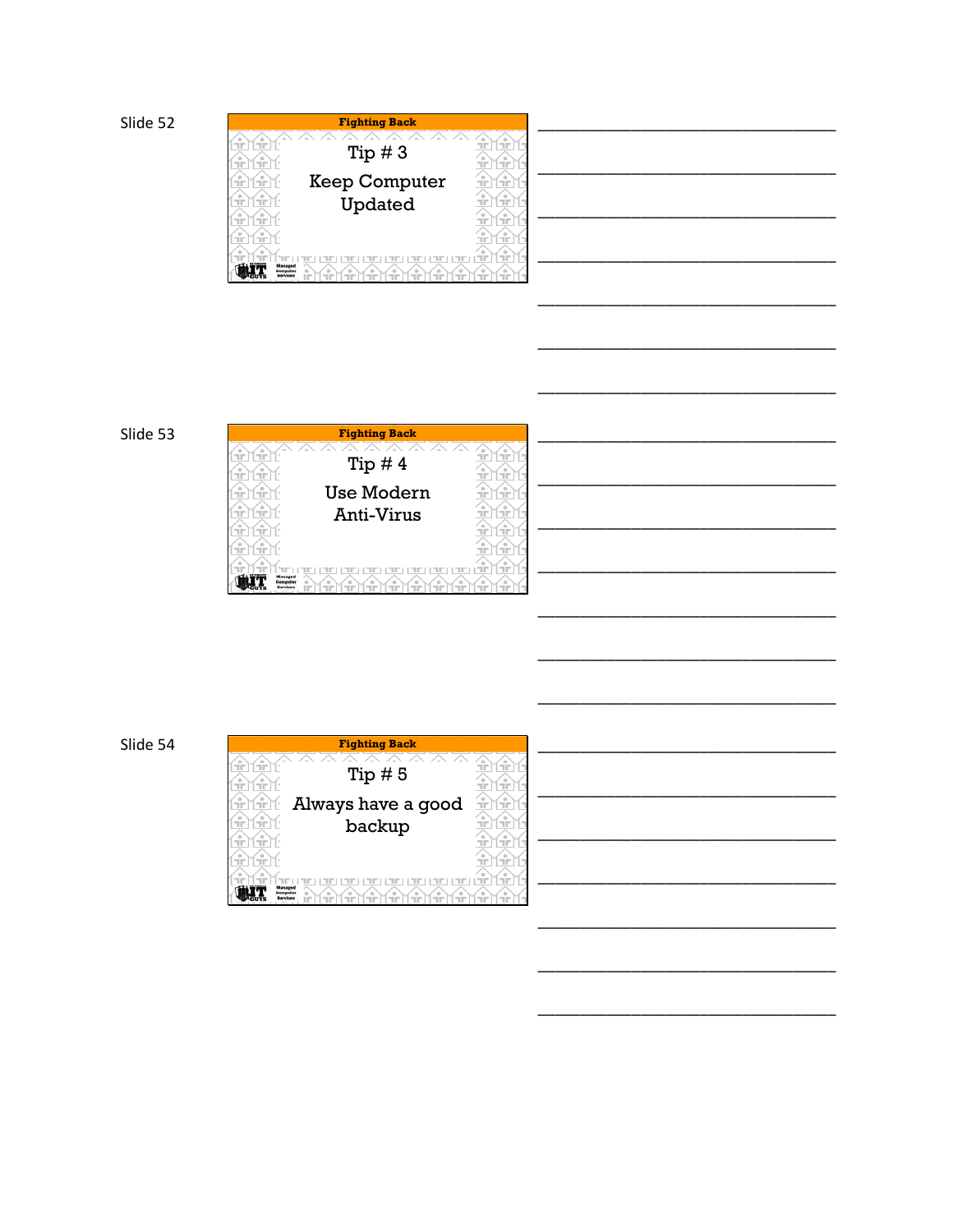Slide 52

**Fighting Back**

Tip # 3

Keep Computer Updated

Managed Computer Services

___________________________________

___________________________________

___________________________________

___________________________________

___________________________________

___________________________________

___________________________________

Slide 53

**Fighting Back**

Tip # 4

Use Modern Anti-Virus

Managed Computer Services

___________________________________

___________________________________

___________________________________

___________________________________

___________________________________

___________________________________

___________________________________

Slide 54

**Fighting Back**

Tip # 5

Always have a good backup

Managed Computer Services

___________________________________

___________________________________

___________________________________

___________________________________

___________________________________

___________________________________

___________________________________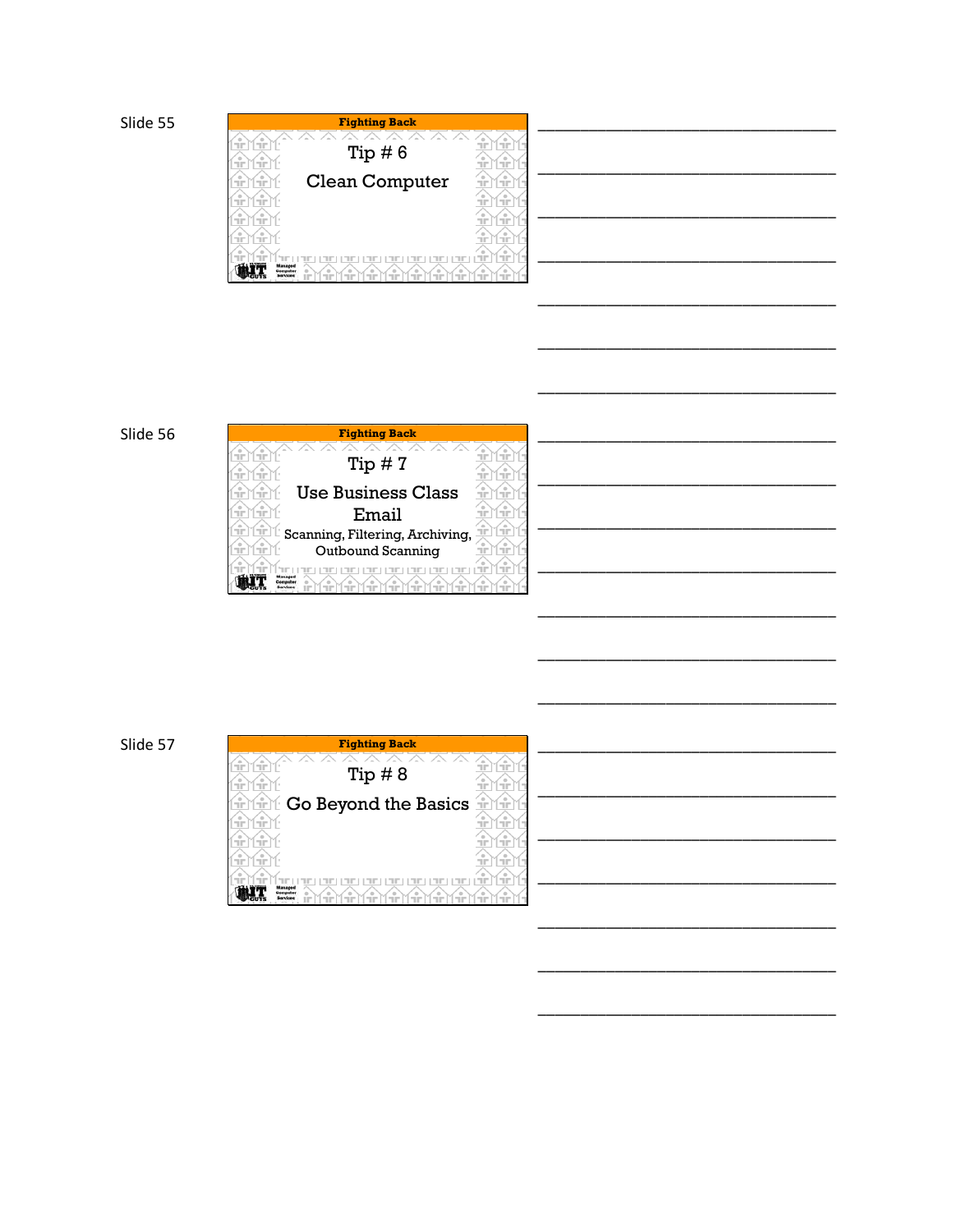Slide 55

**Fighting Back**

Tip # 6

Clean Computer

______________________________

______________________________

______________________________

______________________________

______________________________

______________________________

______________________________

Slide 56

**Fighting Back**

Tip # 7

Use Business Class Email

Scanning, Filtering, Archiving, Outbound Scanning

______________________________

______________________________

______________________________

______________________________

______________________________

______________________________

______________________________

Slide 57

**Fighting Back**

Tip # 8

Go Beyond the Basics

______________________________

______________________________

______________________________

______________________________

______________________________

______________________________

______________________________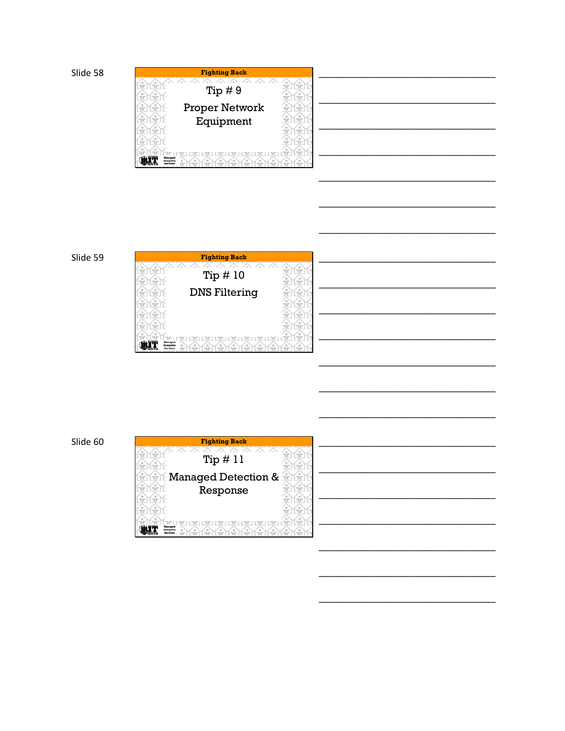Slide 58

**Fighting Back**

Tip # 9

Proper Network Equipment

Managed Computer Services

___________________________________

___________________________________

___________________________________

___________________________________

___________________________________

___________________________________

___________________________________

Slide 59

**Fighting Back**

Tip # 10

DNS Filtering

Managed Computer Services

___________________________________

___________________________________

___________________________________

___________________________________

___________________________________

___________________________________

___________________________________

Slide 60

**Fighting Back**

Tip # 11

Managed Detection & Response

Managed Computer Services

___________________________________

___________________________________

___________________________________

___________________________________

___________________________________

___________________________________

___________________________________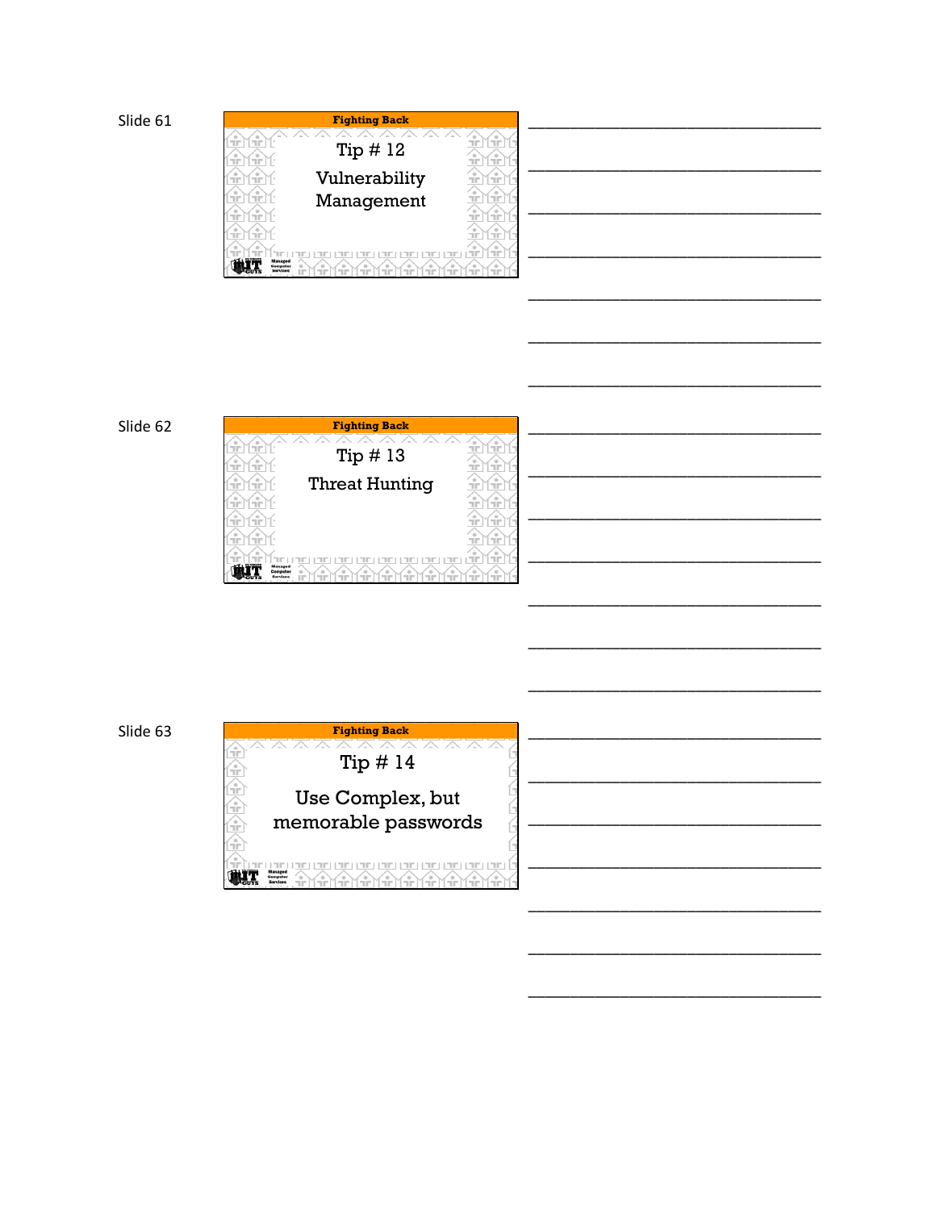Slide 61

**Fighting Back**

Tip # 12

Vulnerability Management

Managed Computer Services

Slide 62

**Fighting Back**

Tip # 13

Threat Hunting

Managed Computer Services

Slide 63

**Fighting Back**

Tip # 14

Use Complex, but memorable passwords

Managed Computer Services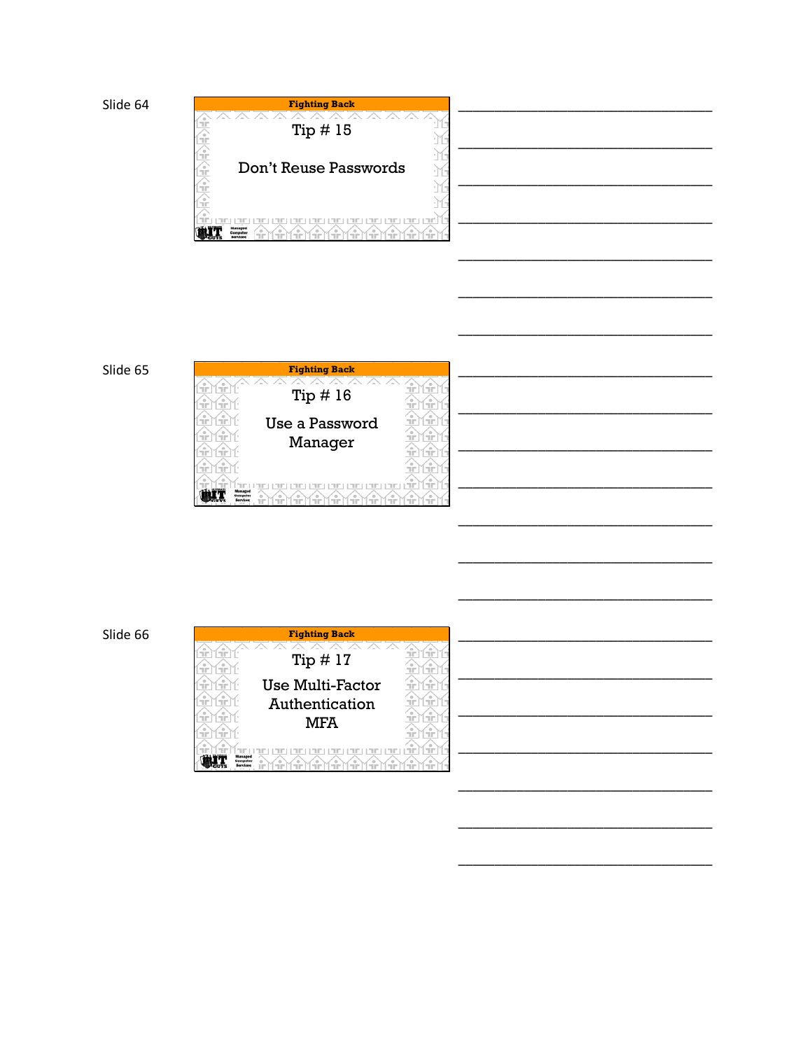Slide 64

**Fighting Back**

Tip # 15

Don't Reuse Passwords

Slide 65

**Fighting Back**

Tip # 16

Use a Password Manager

Slide 66

**Fighting Back**

Tip # 17

Use Multi-Factor Authentication MFA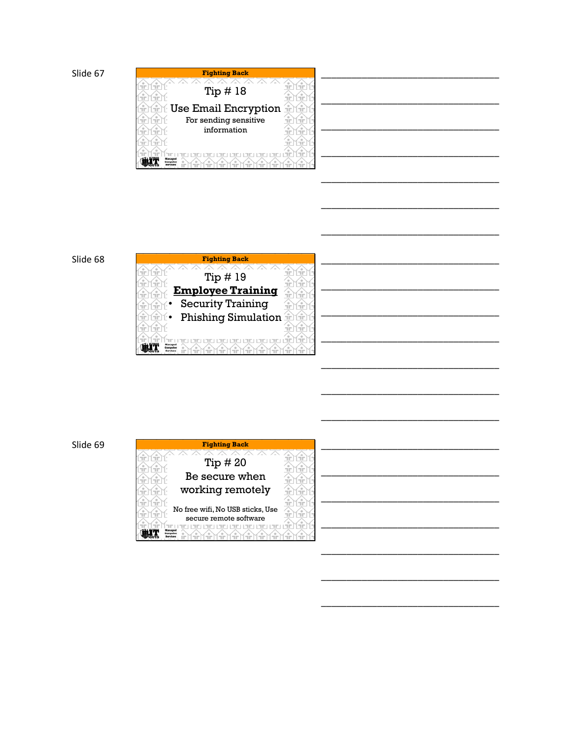Slide 67

**Fighting Back**

Tip # 18

Use Email Encryption

For sending sensitive information

Slide 68

**Fighting Back**

Tip # 19

**Employee Training**

- Security Training
- Phishing Simulation

Slide 69

**Fighting Back**

Tip # 20

Be secure when working remotely

No free wifi, No USB sticks, Use secure remote software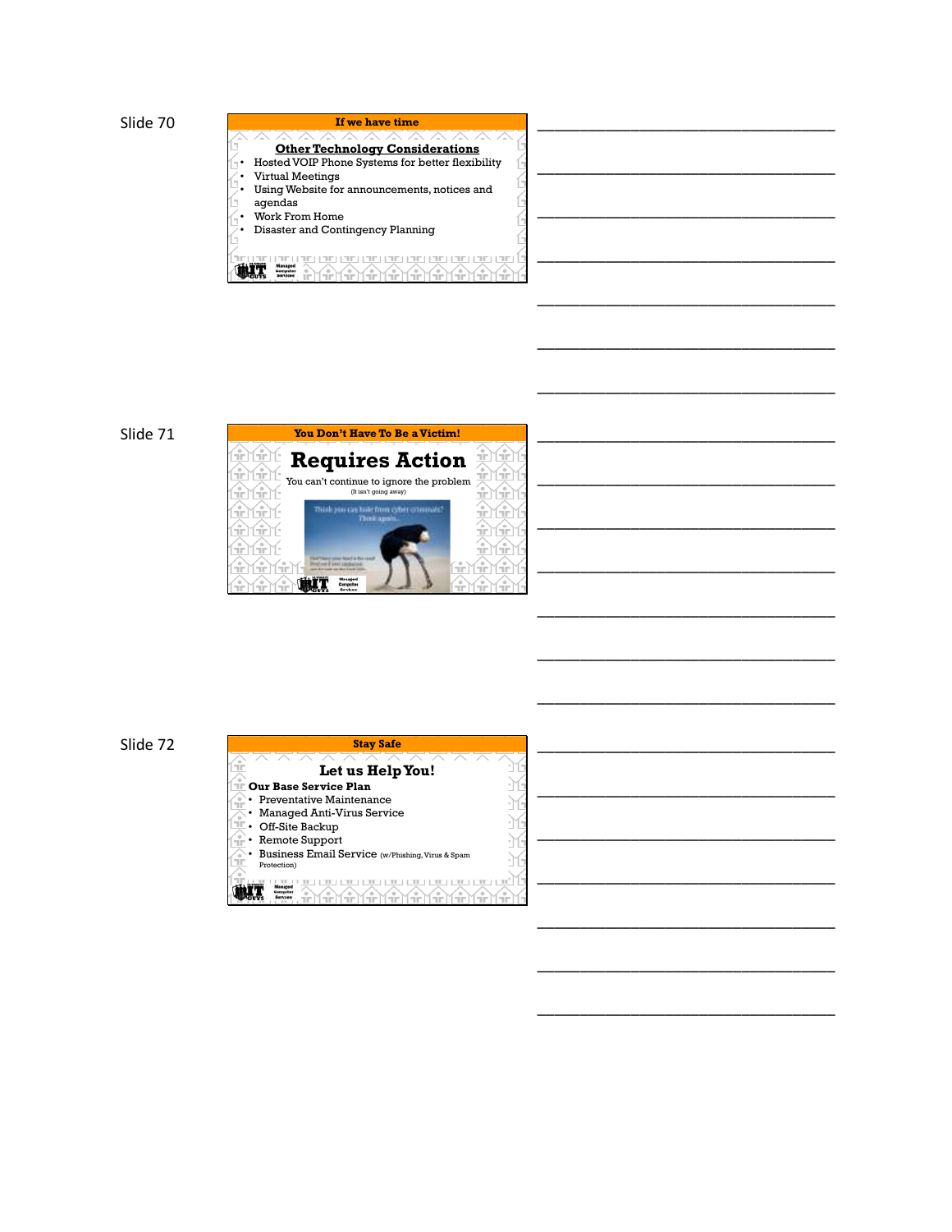Slide 70

**If we have time**

**Other Technology Considerations**

- Hosted VOIP Phone Systems for better flexibility
- Virtual Meetings
- Using Website for announcements, notices and agendas
- Work From Home
- Disaster and Contingency Planning

Slide 71

**You Don't Have To Be a Victim!**

# Requires Action

You can't continue to ignore the problem
(It isn't going away)

Think you can hide from cyber criminals? Think again...

Slide 72

**Stay Safe**

**Let us Help You!**

**Our Base Service Plan**

- Preventative Maintenance
- Managed Anti-Virus Service
- Off-Site Backup
- Remote Support
- Business Email Service (w/Phishing, Virus & Spam Protection)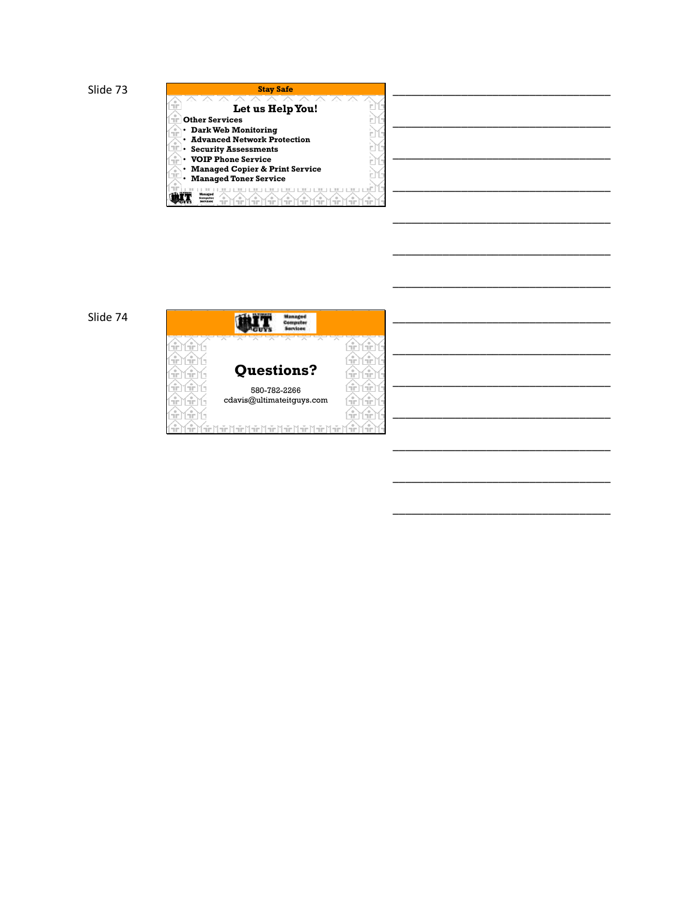Slide 73

**Stay Safe**

## Let us Help You!

**Other Services**

- **Dark Web Monitoring**
- **Advanced Network Protection**
- **Security Assessments**
- **VOIP Phone Service**
- **Managed Copier & Print Service**
- **Managed Toner Service**

Slide 74

## Questions?

580-782-2266

cdavis@ultimateitguys.com